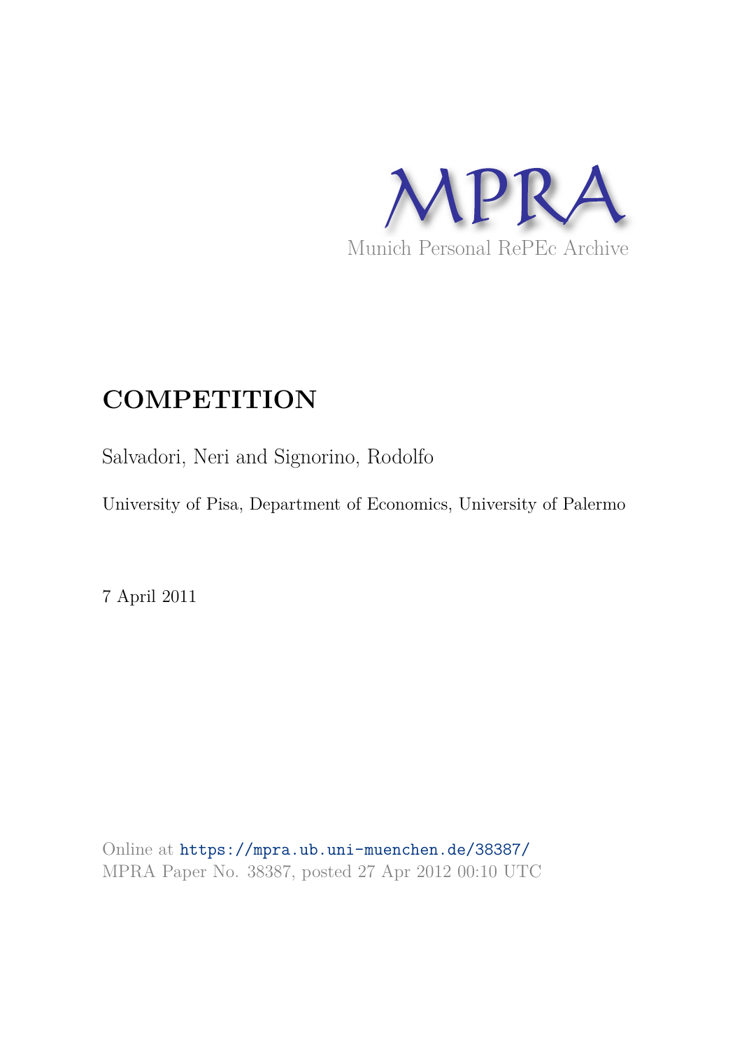MPRA

Munich Personal RePEc Archive

# COMPETITION

Salvadori, Neri and Signorino, Rodolfo

University of Pisa, Department of Economics, University of Palermo

7 April 2011

Online at https://mpra.ub.uni-muenchen.de/38387/
MPRA Paper No. 38387, posted 27 Apr 2012 00:10 UTC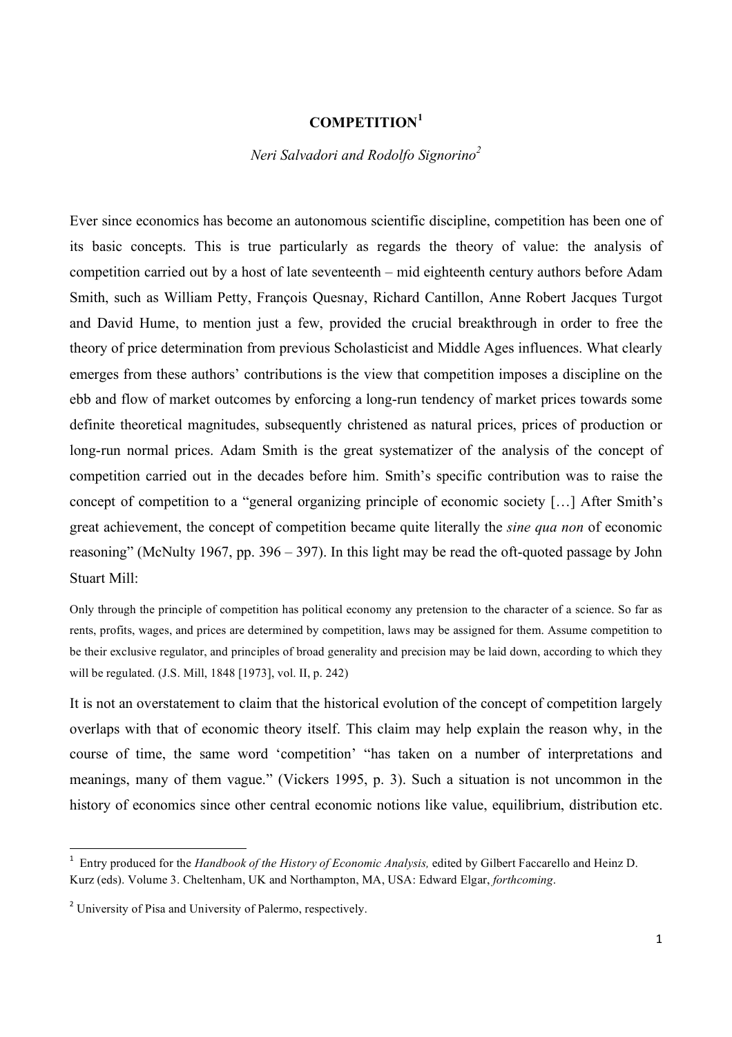# COMPETITION[1]

*Neri Salvadori and Rodolfo Signorino*[2]

Ever since economics has become an autonomous scientific discipline, competition has been one of its basic concepts. This is true particularly as regards the theory of value: the analysis of competition carried out by a host of late seventeenth – mid eighteenth century authors before Adam Smith, such as William Petty, François Quesnay, Richard Cantillon, Anne Robert Jacques Turgot and David Hume, to mention just a few, provided the crucial breakthrough in order to free the theory of price determination from previous Scholasticist and Middle Ages influences. What clearly emerges from these authors' contributions is the view that competition imposes a discipline on the ebb and flow of market outcomes by enforcing a long-run tendency of market prices towards some definite theoretical magnitudes, subsequently christened as natural prices, prices of production or long-run normal prices. Adam Smith is the great systematizer of the analysis of the concept of competition carried out in the decades before him. Smith's specific contribution was to raise the concept of competition to a "general organizing principle of economic society […] After Smith's great achievement, the concept of competition became quite literally the *sine qua non* of economic reasoning" (McNulty 1967, pp. 396 – 397). In this light may be read the oft-quoted passage by John Stuart Mill:

> Only through the principle of competition has political economy any pretension to the character of a science. So far as rents, profits, wages, and prices are determined by competition, laws may be assigned for them. Assume competition to be their exclusive regulator, and principles of broad generality and precision may be laid down, according to which they will be regulated. (J.S. Mill, 1848 [1973], vol. II, p. 242)

It is not an overstatement to claim that the historical evolution of the concept of competition largely overlaps with that of economic theory itself. This claim may help explain the reason why, in the course of time, the same word 'competition' "has taken on a number of interpretations and meanings, many of them vague." (Vickers 1995, p. 3). Such a situation is not uncommon in the history of economics since other central economic notions like value, equilibrium, distribution etc.

---

[1] Entry produced for the *Handbook of the History of Economic Analysis,* edited by Gilbert Faccarello and Heinz D. Kurz (eds). Volume 3. Cheltenham, UK and Northampton, MA, USA: Edward Elgar, *forthcoming*.

[2] University of Pisa and University of Palermo, respectively.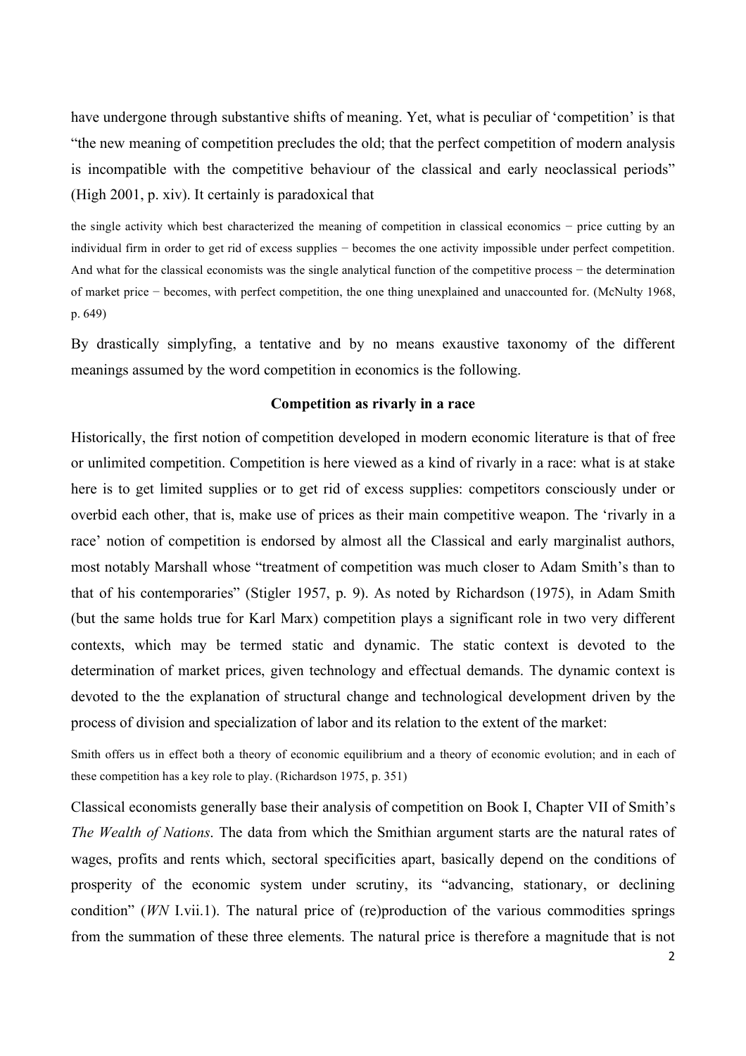have undergone through substantive shifts of meaning. Yet, what is peculiar of 'competition' is that "the new meaning of competition precludes the old; that the perfect competition of modern analysis is incompatible with the competitive behaviour of the classical and early neoclassical periods" (High 2001, p. xiv). It certainly is paradoxical that

> the single activity which best characterized the meaning of competition in classical economics − price cutting by an individual firm in order to get rid of excess supplies − becomes the one activity impossible under perfect competition. And what for the classical economists was the single analytical function of the competitive process − the determination of market price − becomes, with perfect competition, the one thing unexplained and unaccounted for. (McNulty 1968, p. 649)

By drastically simplyfing, a tentative and by no means exaustive taxonomy of the different meanings assumed by the word competition in economics is the following.

### Competition as rivarly in a race

Historically, the first notion of competition developed in modern economic literature is that of free or unlimited competition. Competition is here viewed as a kind of rivarly in a race: what is at stake here is to get limited supplies or to get rid of excess supplies: competitors consciously under or overbid each other, that is, make use of prices as their main competitive weapon. The 'rivarly in a race' notion of competition is endorsed by almost all the Classical and early marginalist authors, most notably Marshall whose "treatment of competition was much closer to Adam Smith's than to that of his contemporaries" (Stigler 1957, p. 9). As noted by Richardson (1975), in Adam Smith (but the same holds true for Karl Marx) competition plays a significant role in two very different contexts, which may be termed static and dynamic. The static context is devoted to the determination of market prices, given technology and effectual demands. The dynamic context is devoted to the the explanation of structural change and technological development driven by the process of division and specialization of labor and its relation to the extent of the market:

> Smith offers us in effect both a theory of economic equilibrium and a theory of economic evolution; and in each of these competition has a key role to play. (Richardson 1975, p. 351)

Classical economists generally base their analysis of competition on Book I, Chapter VII of Smith's *The Wealth of Nations*. The data from which the Smithian argument starts are the natural rates of wages, profits and rents which, sectoral specificities apart, basically depend on the conditions of prosperity of the economic system under scrutiny, its "advancing, stationary, or declining condition" (*WN* I.vii.1). The natural price of (re)production of the various commodities springs from the summation of these three elements. The natural price is therefore a magnitude that is not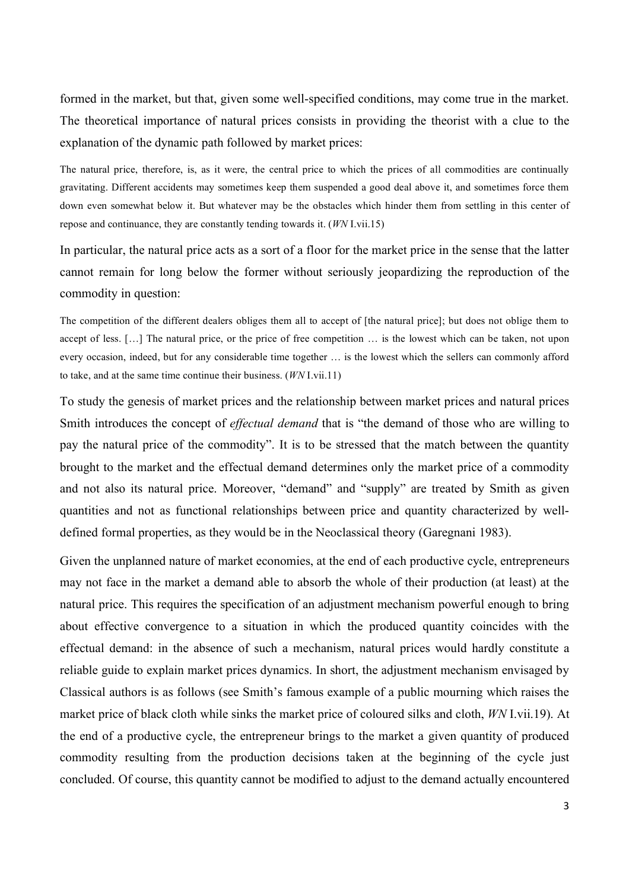formed in the market, but that, given some well-specified conditions, may come true in the market. The theoretical importance of natural prices consists in providing the theorist with a clue to the explanation of the dynamic path followed by market prices:

> The natural price, therefore, is, as it were, the central price to which the prices of all commodities are continually gravitating. Different accidents may sometimes keep them suspended a good deal above it, and sometimes force them down even somewhat below it. But whatever may be the obstacles which hinder them from settling in this center of repose and continuance, they are constantly tending towards it. (*WN* I.vii.15)

In particular, the natural price acts as a sort of a floor for the market price in the sense that the latter cannot remain for long below the former without seriously jeopardizing the reproduction of the commodity in question:

> The competition of the different dealers obliges them all to accept of [the natural price]; but does not oblige them to accept of less. […] The natural price, or the price of free competition … is the lowest which can be taken, not upon every occasion, indeed, but for any considerable time together … is the lowest which the sellers can commonly afford to take, and at the same time continue their business. (*WN* I.vii.11)

To study the genesis of market prices and the relationship between market prices and natural prices Smith introduces the concept of *effectual demand* that is "the demand of those who are willing to pay the natural price of the commodity". It is to be stressed that the match between the quantity brought to the market and the effectual demand determines only the market price of a commodity and not also its natural price. Moreover, "demand" and "supply" are treated by Smith as given quantities and not as functional relationships between price and quantity characterized by well-defined formal properties, as they would be in the Neoclassical theory (Garegnani 1983).

Given the unplanned nature of market economies, at the end of each productive cycle, entrepreneurs may not face in the market a demand able to absorb the whole of their production (at least) at the natural price. This requires the specification of an adjustment mechanism powerful enough to bring about effective convergence to a situation in which the produced quantity coincides with the effectual demand: in the absence of such a mechanism, natural prices would hardly constitute a reliable guide to explain market prices dynamics. In short, the adjustment mechanism envisaged by Classical authors is as follows (see Smith's famous example of a public mourning which raises the market price of black cloth while sinks the market price of coloured silks and cloth, *WN* I.vii.19). At the end of a productive cycle, the entrepreneur brings to the market a given quantity of produced commodity resulting from the production decisions taken at the beginning of the cycle just concluded. Of course, this quantity cannot be modified to adjust to the demand actually encountered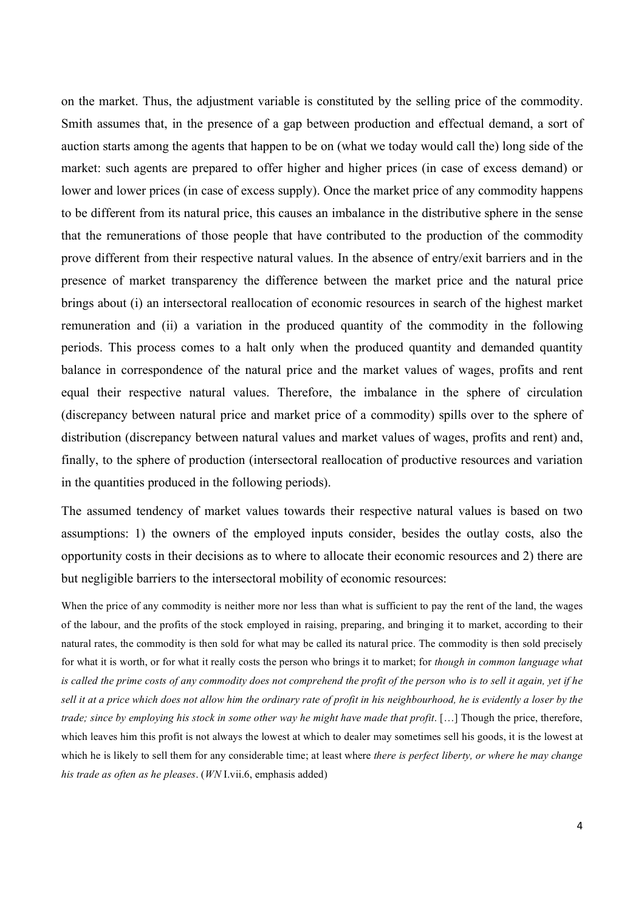on the market. Thus, the adjustment variable is constituted by the selling price of the commodity. Smith assumes that, in the presence of a gap between production and effectual demand, a sort of auction starts among the agents that happen to be on (what we today would call the) long side of the market: such agents are prepared to offer higher and higher prices (in case of excess demand) or lower and lower prices (in case of excess supply). Once the market price of any commodity happens to be different from its natural price, this causes an imbalance in the distributive sphere in the sense that the remunerations of those people that have contributed to the production of the commodity prove different from their respective natural values. In the absence of entry/exit barriers and in the presence of market transparency the difference between the market price and the natural price brings about (i) an intersectoral reallocation of economic resources in search of the highest market remuneration and (ii) a variation in the produced quantity of the commodity in the following periods. This process comes to a halt only when the produced quantity and demanded quantity balance in correspondence of the natural price and the market values of wages, profits and rent equal their respective natural values. Therefore, the imbalance in the sphere of circulation (discrepancy between natural price and market price of a commodity) spills over to the sphere of distribution (discrepancy between natural values and market values of wages, profits and rent) and, finally, to the sphere of production (intersectoral reallocation of productive resources and variation in the quantities produced in the following periods).

The assumed tendency of market values towards their respective natural values is based on two assumptions: 1) the owners of the employed inputs consider, besides the outlay costs, also the opportunity costs in their decisions as to where to allocate their economic resources and 2) there are but negligible barriers to the intersectoral mobility of economic resources:

> When the price of any commodity is neither more nor less than what is sufficient to pay the rent of the land, the wages of the labour, and the profits of the stock employed in raising, preparing, and bringing it to market, according to their natural rates, the commodity is then sold for what may be called its natural price. The commodity is then sold precisely for what it is worth, or for what it really costs the person who brings it to market; for *though in common language what is called the prime costs of any commodity does not comprehend the profit of the person who is to sell it again, yet if he sell it at a price which does not allow him the ordinary rate of profit in his neighbourhood, he is evidently a loser by the trade; since by employing his stock in some other way he might have made that profit*. […] Though the price, therefore, which leaves him this profit is not always the lowest at which to dealer may sometimes sell his goods, it is the lowest at which he is likely to sell them for any considerable time; at least where *there is perfect liberty, or where he may change his trade as often as he pleases*. (*WN* I.vii.6, emphasis added)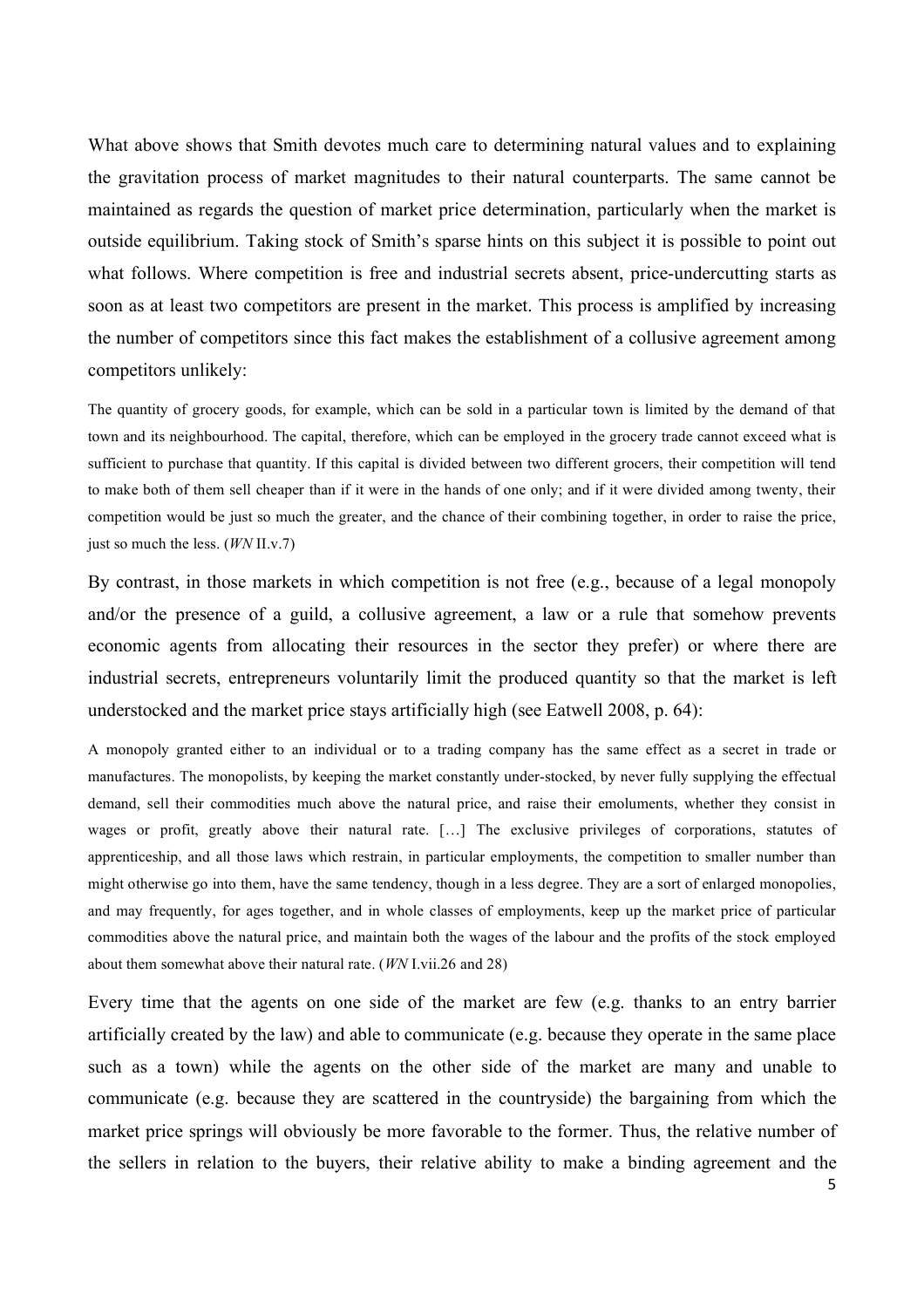What above shows that Smith devotes much care to determining natural values and to explaining the gravitation process of market magnitudes to their natural counterparts. The same cannot be maintained as regards the question of market price determination, particularly when the market is outside equilibrium. Taking stock of Smith's sparse hints on this subject it is possible to point out what follows. Where competition is free and industrial secrets absent, price-undercutting starts as soon as at least two competitors are present in the market. This process is amplified by increasing the number of competitors since this fact makes the establishment of a collusive agreement among competitors unlikely:

> The quantity of grocery goods, for example, which can be sold in a particular town is limited by the demand of that town and its neighbourhood. The capital, therefore, which can be employed in the grocery trade cannot exceed what is sufficient to purchase that quantity. If this capital is divided between two different grocers, their competition will tend to make both of them sell cheaper than if it were in the hands of one only; and if it were divided among twenty, their competition would be just so much the greater, and the chance of their combining together, in order to raise the price, just so much the less. (*WN* II.v.7)

By contrast, in those markets in which competition is not free (e.g., because of a legal monopoly and/or the presence of a guild, a collusive agreement, a law or a rule that somehow prevents economic agents from allocating their resources in the sector they prefer) or where there are industrial secrets, entrepreneurs voluntarily limit the produced quantity so that the market is left understocked and the market price stays artificially high (see Eatwell 2008, p. 64):

> A monopoly granted either to an individual or to a trading company has the same effect as a secret in trade or manufactures. The monopolists, by keeping the market constantly under-stocked, by never fully supplying the effectual demand, sell their commodities much above the natural price, and raise their emoluments, whether they consist in wages or profit, greatly above their natural rate. […] The exclusive privileges of corporations, statutes of apprenticeship, and all those laws which restrain, in particular employments, the competition to smaller number than might otherwise go into them, have the same tendency, though in a less degree. They are a sort of enlarged monopolies, and may frequently, for ages together, and in whole classes of employments, keep up the market price of particular commodities above the natural price, and maintain both the wages of the labour and the profits of the stock employed about them somewhat above their natural rate. (*WN* I.vii.26 and 28)

Every time that the agents on one side of the market are few (e.g. thanks to an entry barrier artificially created by the law) and able to communicate (e.g. because they operate in the same place such as a town) while the agents on the other side of the market are many and unable to communicate (e.g. because they are scattered in the countryside) the bargaining from which the market price springs will obviously be more favorable to the former. Thus, the relative number of the sellers in relation to the buyers, their relative ability to make a binding agreement and the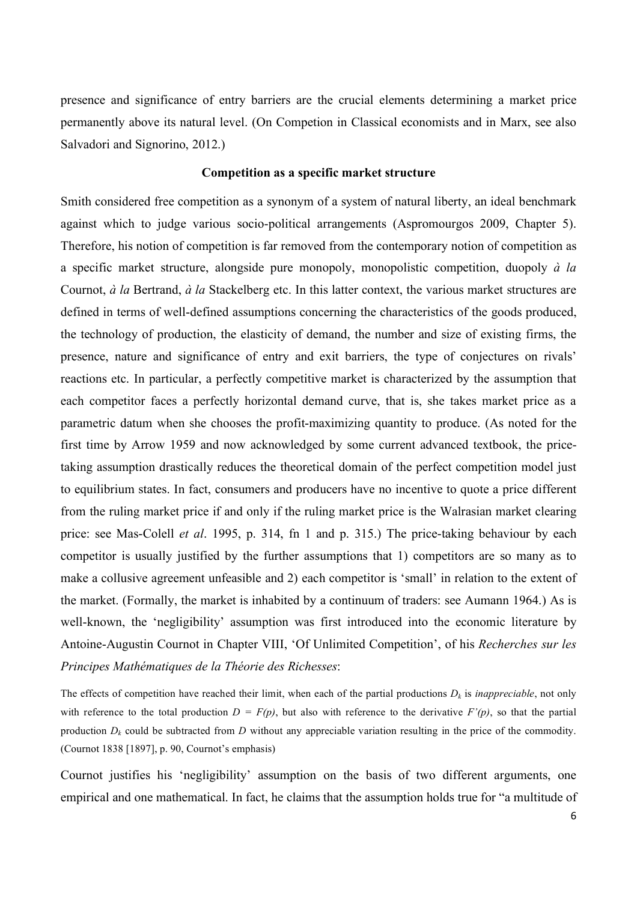presence and significance of entry barriers are the crucial elements determining a market price permanently above its natural level. (On Competion in Classical economists and in Marx, see also Salvadori and Signorino, 2012.)

## Competition as a specific market structure

Smith considered free competition as a synonym of a system of natural liberty, an ideal benchmark against which to judge various socio-political arrangements (Aspromourgos 2009, Chapter 5). Therefore, his notion of competition is far removed from the contemporary notion of competition as a specific market structure, alongside pure monopoly, monopolistic competition, duopoly *à la* Cournot, *à la* Bertrand, *à la* Stackelberg etc. In this latter context, the various market structures are defined in terms of well-defined assumptions concerning the characteristics of the goods produced, the technology of production, the elasticity of demand, the number and size of existing firms, the presence, nature and significance of entry and exit barriers, the type of conjectures on rivals' reactions etc. In particular, a perfectly competitive market is characterized by the assumption that each competitor faces a perfectly horizontal demand curve, that is, she takes market price as a parametric datum when she chooses the profit-maximizing quantity to produce. (As noted for the first time by Arrow 1959 and now acknowledged by some current advanced textbook, the price-taking assumption drastically reduces the theoretical domain of the perfect competition model just to equilibrium states. In fact, consumers and producers have no incentive to quote a price different from the ruling market price if and only if the ruling market price is the Walrasian market clearing price: see Mas-Colell *et al*. 1995, p. 314, fn 1 and p. 315.) The price-taking behaviour by each competitor is usually justified by the further assumptions that 1) competitors are so many as to make a collusive agreement unfeasible and 2) each competitor is 'small' in relation to the extent of the market. (Formally, the market is inhabited by a continuum of traders: see Aumann 1964.) As is well-known, the 'negligibility' assumption was first introduced into the economic literature by Antoine-Augustin Cournot in Chapter VIII, 'Of Unlimited Competition', of his *Recherches sur les Principes Mathématiques de la Théorie des Richesses*:

> The effects of competition have reached their limit, when each of the partial productions $D_k$ is *inappreciable*, not only with reference to the total production $D = F(p)$, but also with reference to the derivative $F'(p)$, so that the partial production $D_k$ could be subtracted from $D$ without any appreciable variation resulting in the price of the commodity. (Cournot 1838 [1897], p. 90, Cournot's emphasis)

Cournot justifies his 'negligibility' assumption on the basis of two different arguments, one empirical and one mathematical. In fact, he claims that the assumption holds true for "a multitude of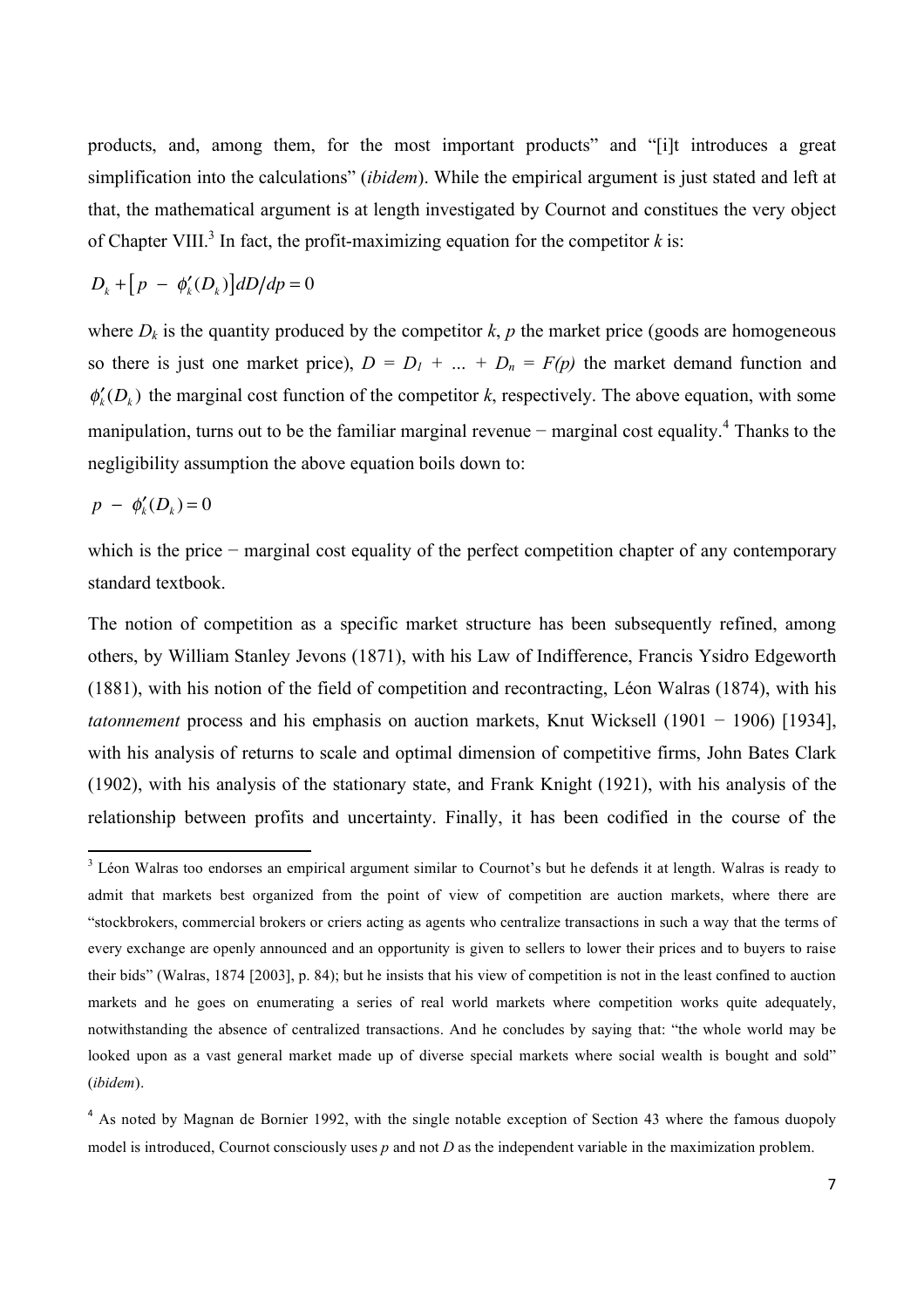products, and, among them, for the most important products" and "[i]t introduces a great simplification into the calculations" (*ibidem*). While the empirical argument is just stated and left at that, the mathematical argument is at length investigated by Cournot and constitues the very object of Chapter VIII.[3] In fact, the profit-maximizing equation for the competitor $k$ is:

$$D_k + \left[ p - \phi_k'(D_k) \right] dD/dp = 0$$

where $D_k$ is the quantity produced by the competitor $k$, $p$ the market price (goods are homogeneous so there is just one market price), $D = D_1 + \ldots + D_n = F(p)$ the market demand function and $\phi_k'(D_k)$ the marginal cost function of the competitor $k$, respectively. The above equation, with some manipulation, turns out to be the familiar marginal revenue − marginal cost equality.[4] Thanks to the negligibility assumption the above equation boils down to:

$$p - \phi_k'(D_k) = 0$$

which is the price − marginal cost equality of the perfect competition chapter of any contemporary standard textbook.

The notion of competition as a specific market structure has been subsequently refined, among others, by William Stanley Jevons (1871), with his Law of Indifference, Francis Ysidro Edgeworth (1881), with his notion of the field of competition and recontracting, Léon Walras (1874), with his *tatonnement* process and his emphasis on auction markets, Knut Wicksell (1901 − 1906) [1934], with his analysis of returns to scale and optimal dimension of competitive firms, John Bates Clark (1902), with his analysis of the stationary state, and Frank Knight (1921), with his analysis of the relationship between profits and uncertainty. Finally, it has been codified in the course of the

---

[3] Léon Walras too endorses an empirical argument similar to Cournot's but he defends it at length. Walras is ready to admit that markets best organized from the point of view of competition are auction markets, where there are "stockbrokers, commercial brokers or criers acting as agents who centralize transactions in such a way that the terms of every exchange are openly announced and an opportunity is given to sellers to lower their prices and to buyers to raise their bids" (Walras, 1874 [2003], p. 84); but he insists that his view of competition is not in the least confined to auction markets and he goes on enumerating a series of real world markets where competition works quite adequately, notwithstanding the absence of centralized transactions. And he concludes by saying that: "the whole world may be looked upon as a vast general market made up of diverse special markets where social wealth is bought and sold" (*ibidem*).

[4] As noted by Magnan de Bornier 1992, with the single notable exception of Section 43 where the famous duopoly model is introduced, Cournot consciously uses $p$ and not $D$ as the independent variable in the maximization problem.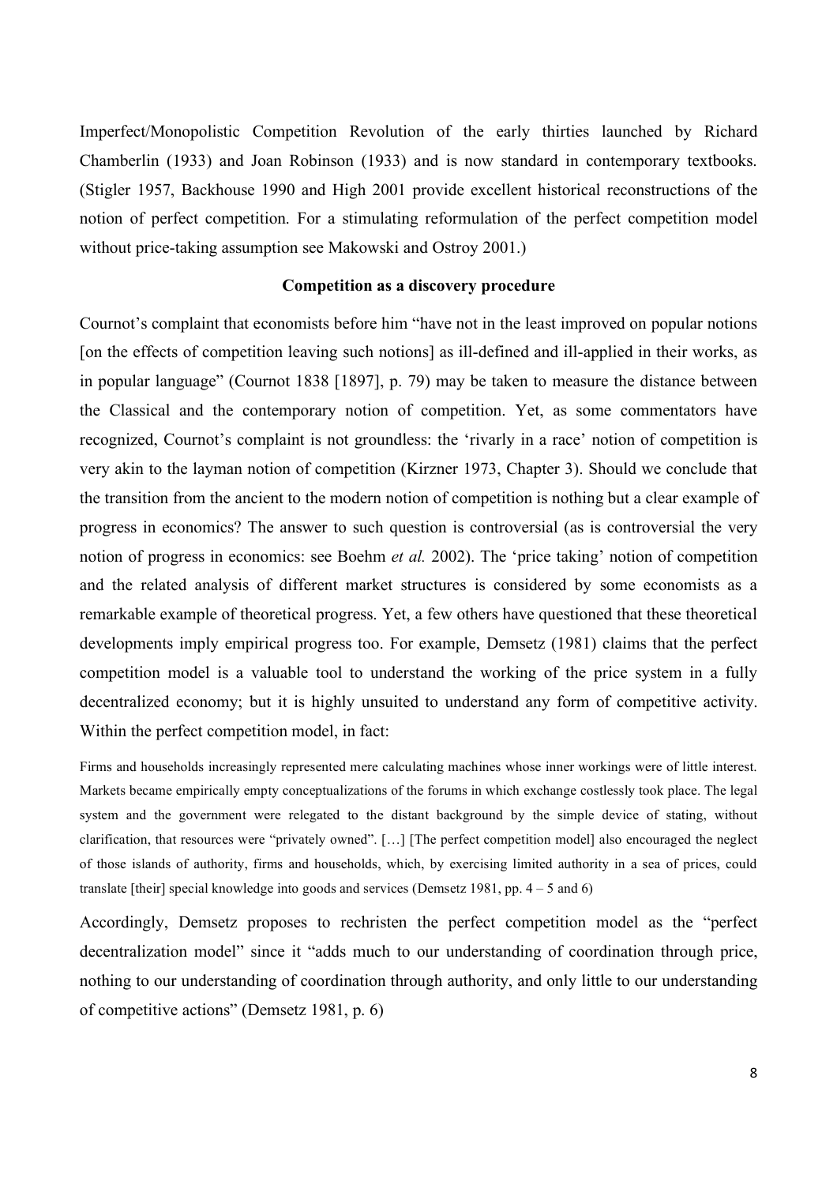Imperfect/Monopolistic Competition Revolution of the early thirties launched by Richard Chamberlin (1933) and Joan Robinson (1933) and is now standard in contemporary textbooks. (Stigler 1957, Backhouse 1990 and High 2001 provide excellent historical reconstructions of the notion of perfect competition. For a stimulating reformulation of the perfect competition model without price-taking assumption see Makowski and Ostroy 2001.)

**Competition as a discovery procedure**

Cournot's complaint that economists before him "have not in the least improved on popular notions [on the effects of competition leaving such notions] as ill-defined and ill-applied in their works, as in popular language" (Cournot 1838 [1897], p. 79) may be taken to measure the distance between the Classical and the contemporary notion of competition. Yet, as some commentators have recognized, Cournot's complaint is not groundless: the 'rivarly in a race' notion of competition is very akin to the layman notion of competition (Kirzner 1973, Chapter 3). Should we conclude that the transition from the ancient to the modern notion of competition is nothing but a clear example of progress in economics? The answer to such question is controversial (as is controversial the very notion of progress in economics: see Boehm *et al.* 2002). The 'price taking' notion of competition and the related analysis of different market structures is considered by some economists as a remarkable example of theoretical progress. Yet, a few others have questioned that these theoretical developments imply empirical progress too. For example, Demsetz (1981) claims that the perfect competition model is a valuable tool to understand the working of the price system in a fully decentralized economy; but it is highly unsuited to understand any form of competitive activity. Within the perfect competition model, in fact:

> Firms and households increasingly represented mere calculating machines whose inner workings were of little interest. Markets became empirically empty conceptualizations of the forums in which exchange costlessly took place. The legal system and the government were relegated to the distant background by the simple device of stating, without clarification, that resources were "privately owned". […] [The perfect competition model] also encouraged the neglect of those islands of authority, firms and households, which, by exercising limited authority in a sea of prices, could translate [their] special knowledge into goods and services (Demsetz 1981, pp. 4 – 5 and 6)

Accordingly, Demsetz proposes to rechristen the perfect competition model as the "perfect decentralization model" since it "adds much to our understanding of coordination through price, nothing to our understanding of coordination through authority, and only little to our understanding of competitive actions" (Demsetz 1981, p. 6)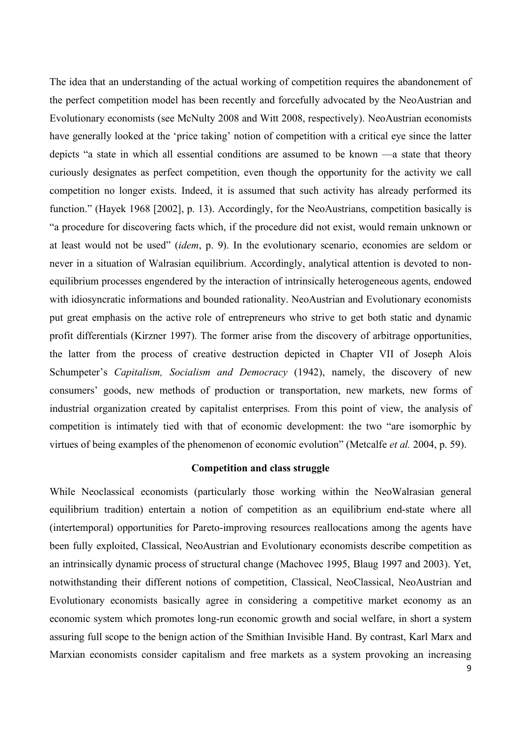The idea that an understanding of the actual working of competition requires the abandonement of the perfect competition model has been recently and forcefully advocated by the NeoAustrian and Evolutionary economists (see McNulty 2008 and Witt 2008, respectively). NeoAustrian economists have generally looked at the 'price taking' notion of competition with a critical eye since the latter depicts "a state in which all essential conditions are assumed to be known —a state that theory curiously designates as perfect competition, even though the opportunity for the activity we call competition no longer exists. Indeed, it is assumed that such activity has already performed its function." (Hayek 1968 [2002], p. 13). Accordingly, for the NeoAustrians, competition basically is "a procedure for discovering facts which, if the procedure did not exist, would remain unknown or at least would not be used" (*idem*, p. 9). In the evolutionary scenario, economies are seldom or never in a situation of Walrasian equilibrium. Accordingly, analytical attention is devoted to non-equilibrium processes engendered by the interaction of intrinsically heterogeneous agents, endowed with idiosyncratic informations and bounded rationality. NeoAustrian and Evolutionary economists put great emphasis on the active role of entrepreneurs who strive to get both static and dynamic profit differentials (Kirzner 1997). The former arise from the discovery of arbitrage opportunities, the latter from the process of creative destruction depicted in Chapter VII of Joseph Alois Schumpeter's *Capitalism, Socialism and Democracy* (1942), namely, the discovery of new consumers' goods, new methods of production or transportation, new markets, new forms of industrial organization created by capitalist enterprises. From this point of view, the analysis of competition is intimately tied with that of economic development: the two "are isomorphic by virtues of being examples of the phenomenon of economic evolution" (Metcalfe *et al.* 2004, p. 59).

**Competition and class struggle**

While Neoclassical economists (particularly those working within the NeoWalrasian general equilibrium tradition) entertain a notion of competition as an equilibrium end-state where all (intertemporal) opportunities for Pareto-improving resources reallocations among the agents have been fully exploited, Classical, NeoAustrian and Evolutionary economists describe competition as an intrinsically dynamic process of structural change (Machovec 1995, Blaug 1997 and 2003). Yet, notwithstanding their different notions of competition, Classical, NeoClassical, NeoAustrian and Evolutionary economists basically agree in considering a competitive market economy as an economic system which promotes long-run economic growth and social welfare, in short a system assuring full scope to the benign action of the Smithian Invisible Hand. By contrast, Karl Marx and Marxian economists consider capitalism and free markets as a system provoking an increasing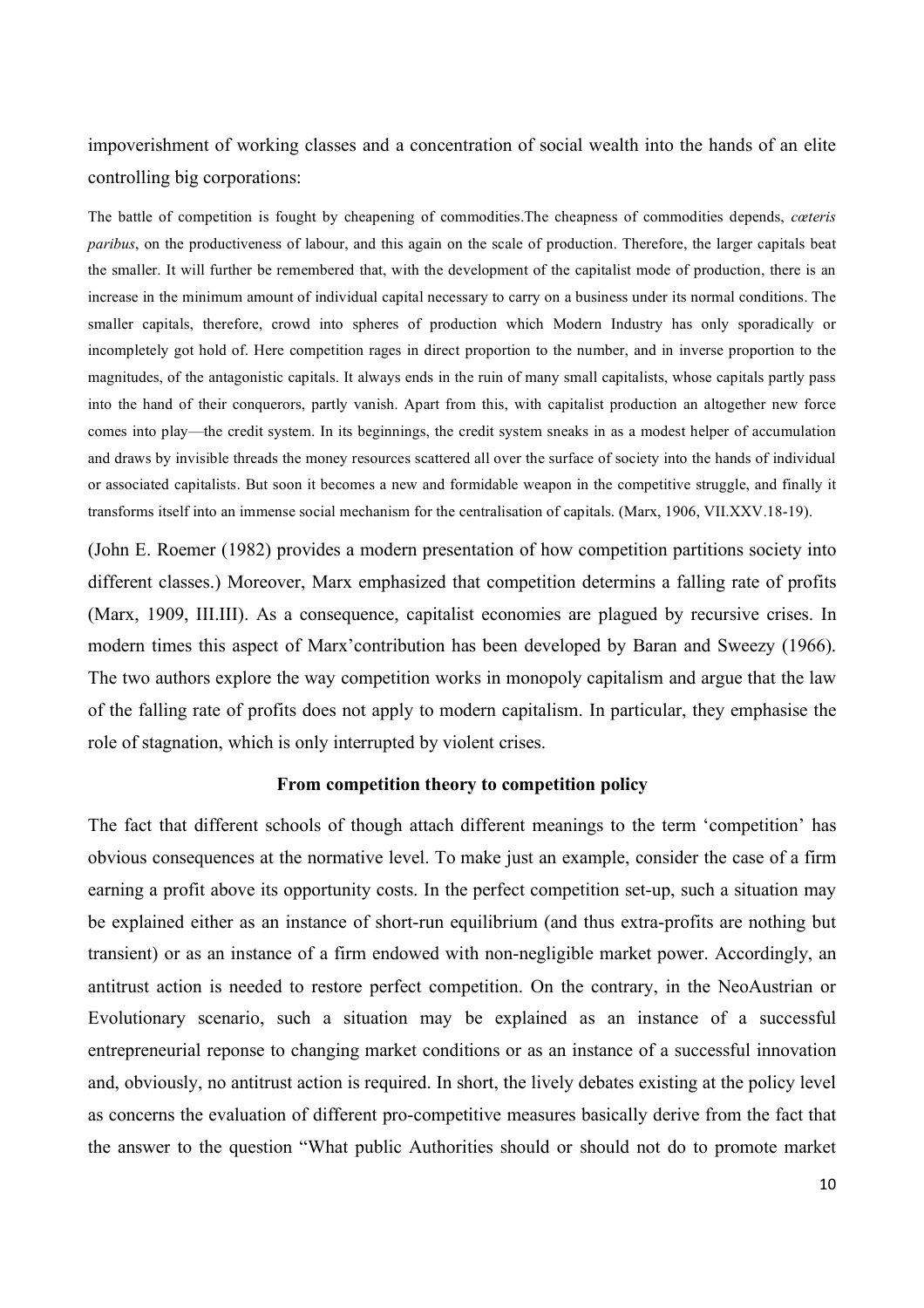impoverishment of working classes and a concentration of social wealth into the hands of an elite controlling big corporations:

> The battle of competition is fought by cheapening of commodities.The cheapness of commodities depends, *cæteris paribus*, on the productiveness of labour, and this again on the scale of production. Therefore, the larger capitals beat the smaller. It will further be remembered that, with the development of the capitalist mode of production, there is an increase in the minimum amount of individual capital necessary to carry on a business under its normal conditions. The smaller capitals, therefore, crowd into spheres of production which Modern Industry has only sporadically or incompletely got hold of. Here competition rages in direct proportion to the number, and in inverse proportion to the magnitudes, of the antagonistic capitals. It always ends in the ruin of many small capitalists, whose capitals partly pass into the hand of their conquerors, partly vanish. Apart from this, with capitalist production an altogether new force comes into play—the credit system. In its beginnings, the credit system sneaks in as a modest helper of accumulation and draws by invisible threads the money resources scattered all over the surface of society into the hands of individual or associated capitalists. But soon it becomes a new and formidable weapon in the competitive struggle, and finally it transforms itself into an immense social mechanism for the centralisation of capitals. (Marx, 1906, VII.XXV.18-19).

(John E. Roemer (1982) provides a modern presentation of how competition partitions society into different classes.) Moreover, Marx emphasized that competition determins a falling rate of profits (Marx, 1909, III.III). As a consequence, capitalist economies are plagued by recursive crises. In modern times this aspect of Marx'contribution has been developed by Baran and Sweezy (1966). The two authors explore the way competition works in monopoly capitalism and argue that the law of the falling rate of profits does not apply to modern capitalism. In particular, they emphasise the role of stagnation, which is only interrupted by violent crises.

## From competition theory to competition policy

The fact that different schools of though attach different meanings to the term 'competition' has obvious consequences at the normative level. To make just an example, consider the case of a firm earning a profit above its opportunity costs. In the perfect competition set-up, such a situation may be explained either as an instance of short-run equilibrium (and thus extra-profits are nothing but transient) or as an instance of a firm endowed with non-negligible market power. Accordingly, an antitrust action is needed to restore perfect competition. On the contrary, in the NeoAustrian or Evolutionary scenario, such a situation may be explained as an instance of a successful entrepreneurial reponse to changing market conditions or as an instance of a successful innovation and, obviously, no antitrust action is required. In short, the lively debates existing at the policy level as concerns the evaluation of different pro-competitive measures basically derive from the fact that the answer to the question "What public Authorities should or should not do to promote market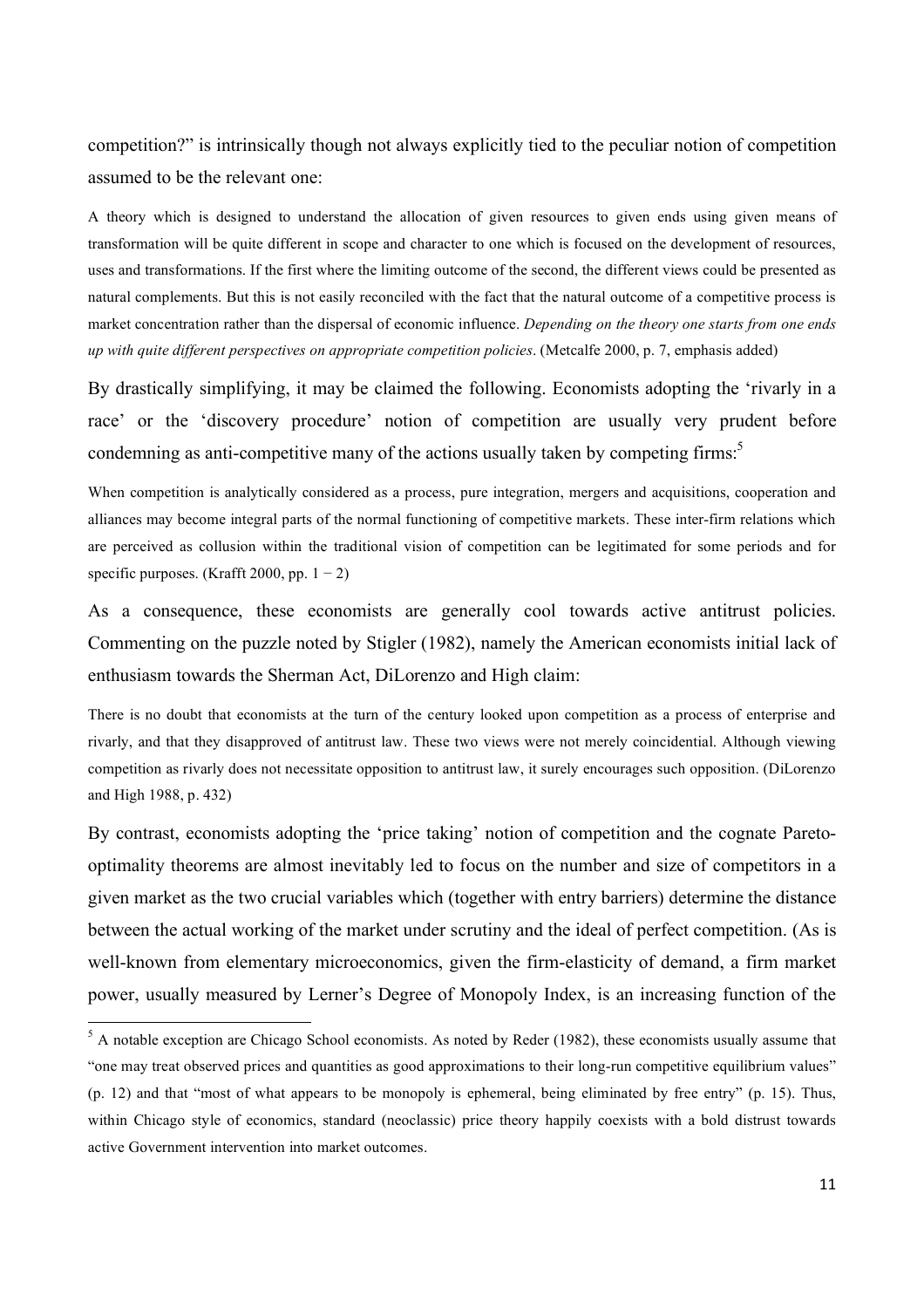competition?" is intrinsically though not always explicitly tied to the peculiar notion of competition assumed to be the relevant one:

> A theory which is designed to understand the allocation of given resources to given ends using given means of transformation will be quite different in scope and character to one which is focused on the development of resources, uses and transformations. If the first where the limiting outcome of the second, the different views could be presented as natural complements. But this is not easily reconciled with the fact that the natural outcome of a competitive process is market concentration rather than the dispersal of economic influence. *Depending on the theory one starts from one ends up with quite different perspectives on appropriate competition policies*. (Metcalfe 2000, p. 7, emphasis added)

By drastically simplifying, it may be claimed the following. Economists adopting the 'rivalry in a race' or the 'discovery procedure' notion of competition are usually very prudent before condemning as anti-competitive many of the actions usually taken by competing firms:[5]

> When competition is analytically considered as a process, pure integration, mergers and acquisitions, cooperation and alliances may become integral parts of the normal functioning of competitive markets. These inter-firm relations which are perceived as collusion within the traditional vision of competition can be legitimated for some periods and for specific purposes. (Krafft 2000, pp. 1 − 2)

As a consequence, these economists are generally cool towards active antitrust policies. Commenting on the puzzle noted by Stigler (1982), namely the American economists initial lack of enthusiasm towards the Sherman Act, DiLorenzo and High claim:

> There is no doubt that economists at the turn of the century looked upon competition as a process of enterprise and rivalry, and that they disapproved of antitrust law. These two views were not merely coincidential. Although viewing competition as rivalry does not necessitate opposition to antitrust law, it surely encourages such opposition. (DiLorenzo and High 1988, p. 432)

By contrast, economists adopting the 'price taking' notion of competition and the cognate Pareto-optimality theorems are almost inevitably led to focus on the number and size of competitors in a given market as the two crucial variables which (together with entry barriers) determine the distance between the actual working of the market under scrutiny and the ideal of perfect competition. (As is well-known from elementary microeconomics, given the firm-elasticity of demand, a firm market power, usually measured by Lerner's Degree of Monopoly Index, is an increasing function of the

---

[5] A notable exception are Chicago School economists. As noted by Reder (1982), these economists usually assume that "one may treat observed prices and quantities as good approximations to their long-run competitive equilibrium values" (p. 12) and that "most of what appears to be monopoly is ephemeral, being eliminated by free entry" (p. 15). Thus, within Chicago style of economics, standard (neoclassic) price theory happily coexists with a bold distrust towards active Government intervention into market outcomes.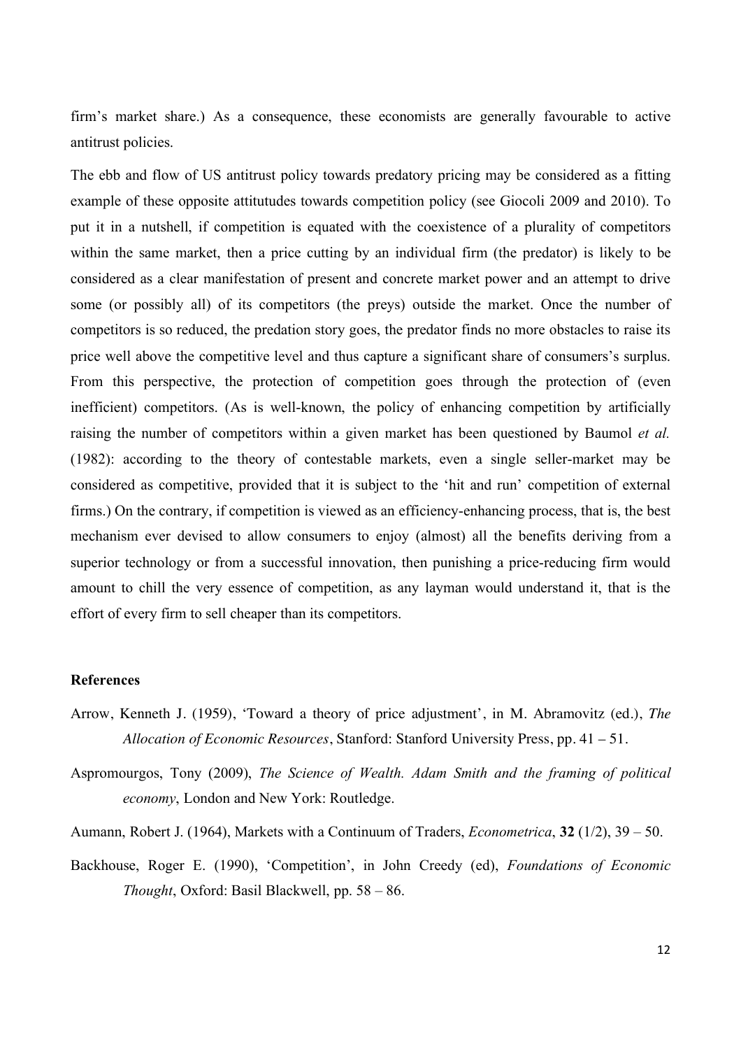firm's market share.) As a consequence, these economists are generally favourable to active antitrust policies.

The ebb and flow of US antitrust policy towards predatory pricing may be considered as a fitting example of these opposite attitutudes towards competition policy (see Giocoli 2009 and 2010). To put it in a nutshell, if competition is equated with the coexistence of a plurality of competitors within the same market, then a price cutting by an individual firm (the predator) is likely to be considered as a clear manifestation of present and concrete market power and an attempt to drive some (or possibly all) of its competitors (the preys) outside the market. Once the number of competitors is so reduced, the predation story goes, the predator finds no more obstacles to raise its price well above the competitive level and thus capture a significant share of consumers's surplus. From this perspective, the protection of competition goes through the protection of (even inefficient) competitors. (As is well-known, the policy of enhancing competition by artificially raising the number of competitors within a given market has been questioned by Baumol *et al.* (1982): according to the theory of contestable markets, even a single seller-market may be considered as competitive, provided that it is subject to the 'hit and run' competition of external firms.) On the contrary, if competition is viewed as an efficiency-enhancing process, that is, the best mechanism ever devised to allow consumers to enjoy (almost) all the benefits deriving from a superior technology or from a successful innovation, then punishing a price-reducing firm would amount to chill the very essence of competition, as any layman would understand it, that is the effort of every firm to sell cheaper than its competitors.

## References

Arrow, Kenneth J. (1959), 'Toward a theory of price adjustment', in M. Abramovitz (ed.), *The Allocation of Economic Resources*, Stanford: Stanford University Press, pp. 41 – 51.

Aspromourgos, Tony (2009), *The Science of Wealth. Adam Smith and the framing of political economy*, London and New York: Routledge.

Aumann, Robert J. (1964), Markets with a Continuum of Traders, *Econometrica*, **32** (1/2), 39 – 50.

Backhouse, Roger E. (1990), 'Competition', in John Creedy (ed), *Foundations of Economic Thought*, Oxford: Basil Blackwell, pp. 58 – 86.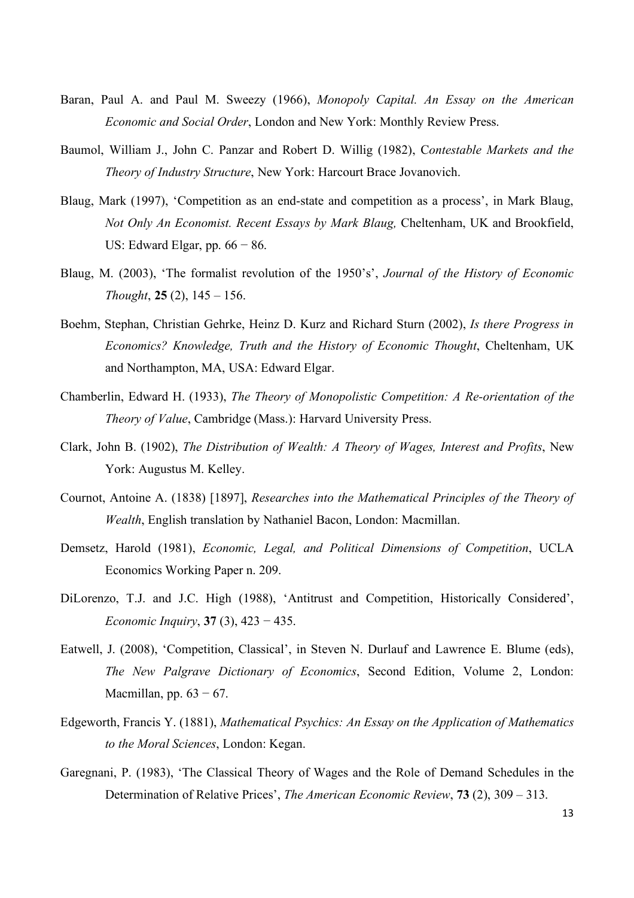Baran, Paul A. and Paul M. Sweezy (1966), *Monopoly Capital. An Essay on the American Economic and Social Order*, London and New York: Monthly Review Press.

Baumol, William J., John C. Panzar and Robert D. Willig (1982), C*ontestable Markets and the Theory of Industry Structure*, New York: Harcourt Brace Jovanovich.

Blaug, Mark (1997), 'Competition as an end-state and competition as a process', in Mark Blaug, *Not Only An Economist. Recent Essays by Mark Blaug,* Cheltenham, UK and Brookfield, US: Edward Elgar, pp. 66 − 86.

Blaug, M. (2003), 'The formalist revolution of the 1950's', *Journal of the History of Economic Thought*, **25** (2), 145 – 156.

Boehm, Stephan, Christian Gehrke, Heinz D. Kurz and Richard Sturn (2002), *Is there Progress in Economics? Knowledge, Truth and the History of Economic Thought*, Cheltenham, UK and Northampton, MA, USA: Edward Elgar.

Chamberlin, Edward H. (1933), *The Theory of Monopolistic Competition: A Re-orientation of the Theory of Value*, Cambridge (Mass.): Harvard University Press.

Clark, John B. (1902), *The Distribution of Wealth: A Theory of Wages, Interest and Profits*, New York: Augustus M. Kelley.

Cournot, Antoine A. (1838) [1897], *Researches into the Mathematical Principles of the Theory of Wealth*, English translation by Nathaniel Bacon, London: Macmillan.

Demsetz, Harold (1981), *Economic, Legal, and Political Dimensions of Competition*, UCLA Economics Working Paper n. 209.

DiLorenzo, T.J. and J.C. High (1988), 'Antitrust and Competition, Historically Considered', *Economic Inquiry*, **37** (3), 423 − 435.

Eatwell, J. (2008), 'Competition, Classical', in Steven N. Durlauf and Lawrence E. Blume (eds), *The New Palgrave Dictionary of Economics*, Second Edition, Volume 2, London: Macmillan, pp. 63 − 67.

Edgeworth, Francis Y. (1881), *Mathematical Psychics: An Essay on the Application of Mathematics to the Moral Sciences*, London: Kegan.

Garegnani, P. (1983), 'The Classical Theory of Wages and the Role of Demand Schedules in the Determination of Relative Prices', *The American Economic Review*, **73** (2), 309 – 313.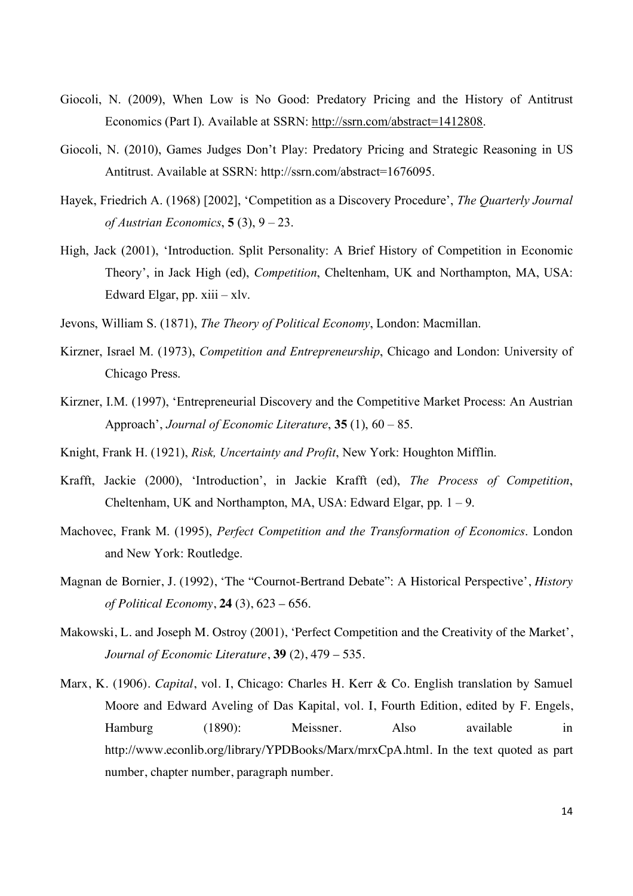Giocoli, N. (2009), When Low is No Good: Predatory Pricing and the History of Antitrust Economics (Part I). Available at SSRN: http://ssrn.com/abstract=1412808.

Giocoli, N. (2010), Games Judges Don't Play: Predatory Pricing and Strategic Reasoning in US Antitrust. Available at SSRN: http://ssrn.com/abstract=1676095.

Hayek, Friedrich A. (1968) [2002], 'Competition as a Discovery Procedure', *The Quarterly Journal of Austrian Economics*, **5** (3), 9 – 23.

High, Jack (2001), 'Introduction. Split Personality: A Brief History of Competition in Economic Theory', in Jack High (ed), *Competition*, Cheltenham, UK and Northampton, MA, USA: Edward Elgar, pp. xiii – xlv.

Jevons, William S. (1871), *The Theory of Political Economy*, London: Macmillan.

Kirzner, Israel M. (1973), *Competition and Entrepreneurship*, Chicago and London: University of Chicago Press.

Kirzner, I.M. (1997), 'Entrepreneurial Discovery and the Competitive Market Process: An Austrian Approach', *Journal of Economic Literature*, **35** (1), 60 – 85.

Knight, Frank H. (1921), *Risk, Uncertainty and Profit*, New York: Houghton Mifflin.

Krafft, Jackie (2000), 'Introduction', in Jackie Krafft (ed), *The Process of Competition*, Cheltenham, UK and Northampton, MA, USA: Edward Elgar, pp. 1 – 9.

Machovec, Frank M. (1995), *Perfect Competition and the Transformation of Economics*. London and New York: Routledge.

Magnan de Bornier, J. (1992), 'The "Cournot-Bertrand Debate": A Historical Perspective', *History of Political Economy*, **24** (3), 623 – 656.

Makowski, L. and Joseph M. Ostroy (2001), 'Perfect Competition and the Creativity of the Market', *Journal of Economic Literature*, **39** (2), 479 – 535.

Marx, K. (1906). *Capital*, vol. I, Chicago: Charles H. Kerr & Co. English translation by Samuel Moore and Edward Aveling of Das Kapital, vol. I, Fourth Edition, edited by F. Engels, Hamburg (1890): Meissner. Also available in http://www.econlib.org/library/YPDBooks/Marx/mrxCpA.html. In the text quoted as part number, chapter number, paragraph number.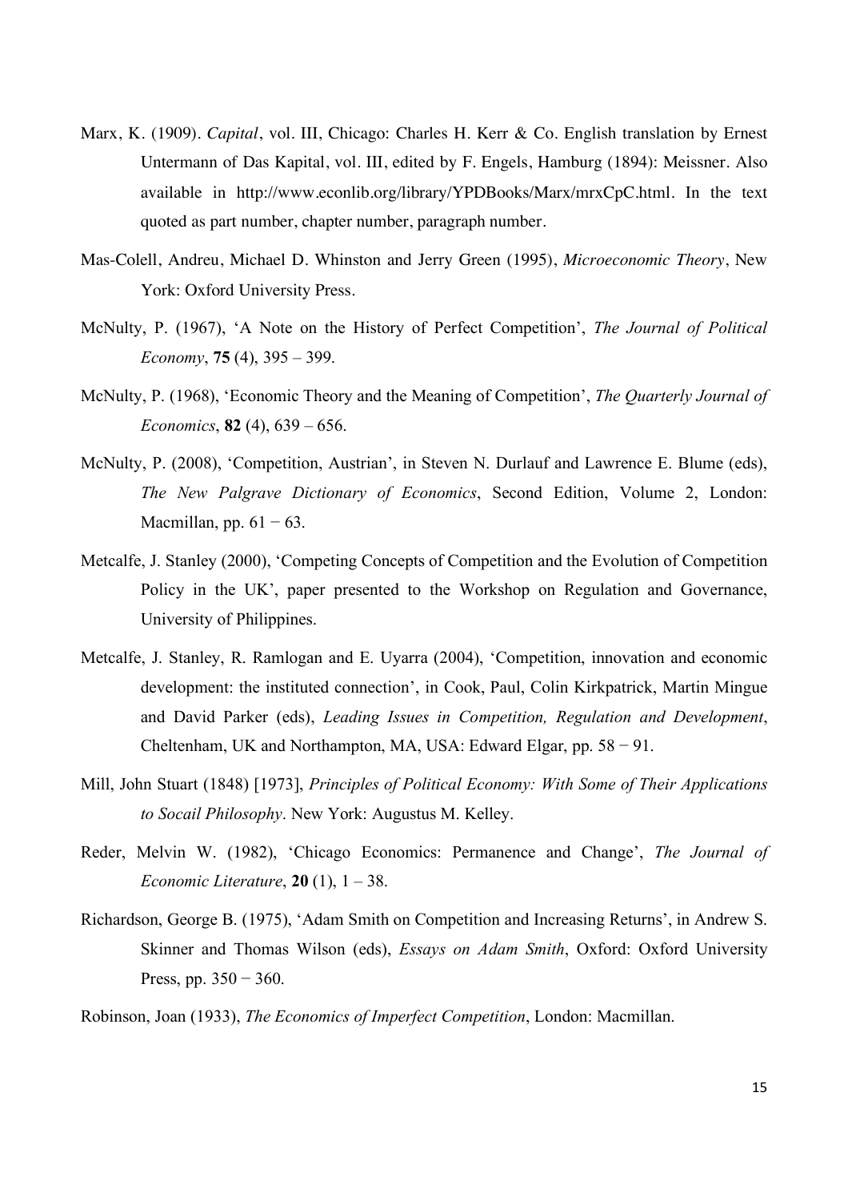Marx, K. (1909). *Capital*, vol. III, Chicago: Charles H. Kerr & Co. English translation by Ernest Untermann of Das Kapital, vol. III, edited by F. Engels, Hamburg (1894): Meissner. Also available in http://www.econlib.org/library/YPDBooks/Marx/mrxCpC.html. In the text quoted as part number, chapter number, paragraph number.

Mas-Colell, Andreu, Michael D. Whinston and Jerry Green (1995), *Microeconomic Theory*, New York: Oxford University Press.

McNulty, P. (1967), 'A Note on the History of Perfect Competition', *The Journal of Political Economy*, **75** (4), 395 – 399.

McNulty, P. (1968), 'Economic Theory and the Meaning of Competition', *The Quarterly Journal of Economics*, **82** (4), 639 – 656.

McNulty, P. (2008), 'Competition, Austrian', in Steven N. Durlauf and Lawrence E. Blume (eds), *The New Palgrave Dictionary of Economics*, Second Edition, Volume 2, London: Macmillan, pp. 61 − 63.

Metcalfe, J. Stanley (2000), 'Competing Concepts of Competition and the Evolution of Competition Policy in the UK', paper presented to the Workshop on Regulation and Governance, University of Philippines.

Metcalfe, J. Stanley, R. Ramlogan and E. Uyarra (2004), 'Competition, innovation and economic development: the instituted connection', in Cook, Paul, Colin Kirkpatrick, Martin Mingue and David Parker (eds), *Leading Issues in Competition, Regulation and Development*, Cheltenham, UK and Northampton, MA, USA: Edward Elgar, pp. 58 − 91.

Mill, John Stuart (1848) [1973], *Principles of Political Economy: With Some of Their Applications to Socail Philosophy*. New York: Augustus M. Kelley.

Reder, Melvin W. (1982), 'Chicago Economics: Permanence and Change', *The Journal of Economic Literature*, **20** (1), 1 – 38.

Richardson, George B. (1975), 'Adam Smith on Competition and Increasing Returns', in Andrew S. Skinner and Thomas Wilson (eds), *Essays on Adam Smith*, Oxford: Oxford University Press, pp. 350 − 360.

Robinson, Joan (1933), *The Economics of Imperfect Competition*, London: Macmillan.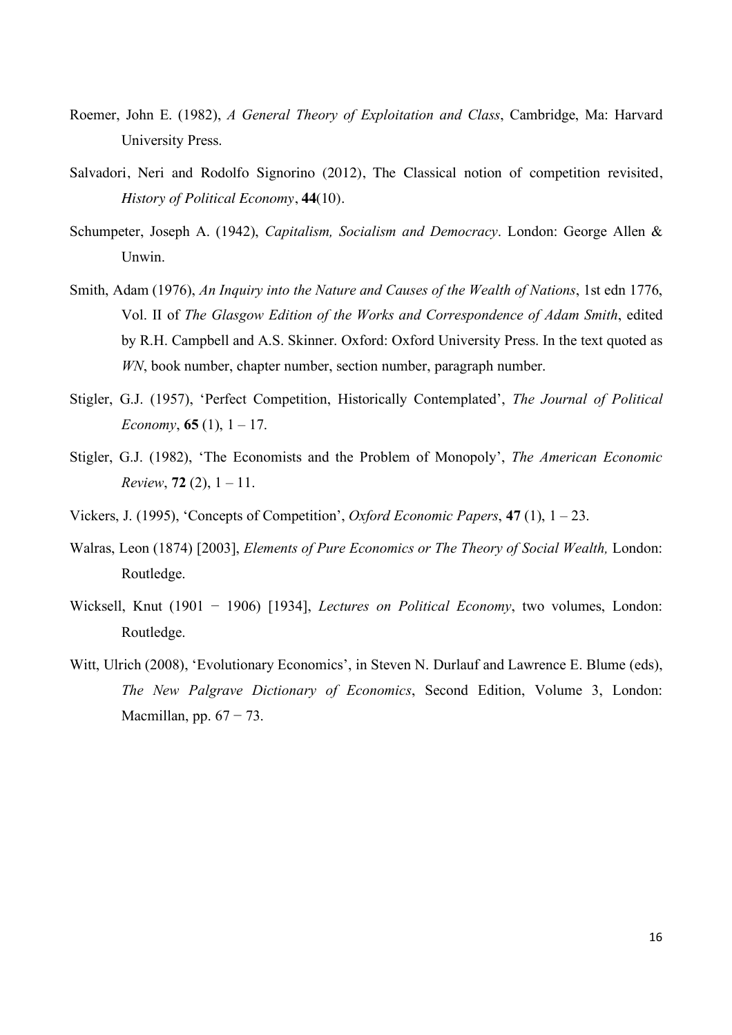Roemer, John E. (1982), *A General Theory of Exploitation and Class*, Cambridge, Ma: Harvard University Press.

Salvadori, Neri and Rodolfo Signorino (2012), The Classical notion of competition revisited, *History of Political Economy*, **44**(10).

Schumpeter, Joseph A. (1942), *Capitalism, Socialism and Democracy*. London: George Allen & Unwin.

Smith, Adam (1976), *An Inquiry into the Nature and Causes of the Wealth of Nations*, 1st edn 1776, Vol. II of *The Glasgow Edition of the Works and Correspondence of Adam Smith*, edited by R.H. Campbell and A.S. Skinner. Oxford: Oxford University Press. In the text quoted as *WN*, book number, chapter number, section number, paragraph number.

Stigler, G.J. (1957), 'Perfect Competition, Historically Contemplated', *The Journal of Political Economy*, **65** (1), 1 – 17.

Stigler, G.J. (1982), 'The Economists and the Problem of Monopoly', *The American Economic Review*, **72** (2), 1 – 11.

Vickers, J. (1995), 'Concepts of Competition', *Oxford Economic Papers*, **47** (1), 1 – 23.

Walras, Leon (1874) [2003], *Elements of Pure Economics or The Theory of Social Wealth,* London: Routledge.

Wicksell, Knut (1901 − 1906) [1934], *Lectures on Political Economy*, two volumes, London: Routledge.

Witt, Ulrich (2008), 'Evolutionary Economics', in Steven N. Durlauf and Lawrence E. Blume (eds), *The New Palgrave Dictionary of Economics*, Second Edition, Volume 3, London: Macmillan, pp. 67 − 73.